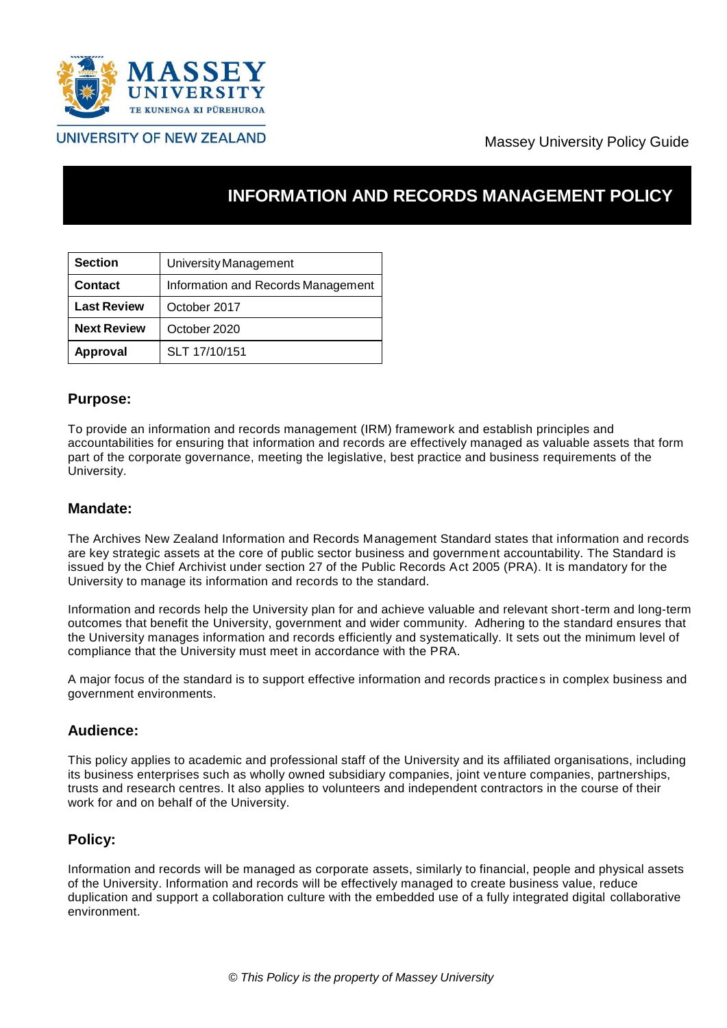MASSEY UNIVERSITY
TE KUNENGA KI PŪREHUROA
UNIVERSITY OF NEW ZEALAND

Massey University Policy Guide

# INFORMATION AND RECORDS MANAGEMENT POLICY

| | |
|---|---|
| **Section** | University Management |
| **Contact** | Information and Records Management |
| **Last Review** | October 2017 |
| **Next Review** | October 2020 |
| **Approval** | SLT 17/10/151 |

## Purpose:

To provide an information and records management (IRM) framework and establish principles and accountabilities for ensuring that information and records are effectively managed as valuable assets that form part of the corporate governance, meeting the legislative, best practice and business requirements of the University.

## Mandate:

The Archives New Zealand Information and Records Management Standard states that information and records are key strategic assets at the core of public sector business and government accountability. The Standard is issued by the Chief Archivist under section 27 of the Public Records Act 2005 (PRA). It is mandatory for the University to manage its information and records to the standard.

Information and records help the University plan for and achieve valuable and relevant short-term and long-term outcomes that benefit the University, government and wider community. Adhering to the standard ensures that the University manages information and records efficiently and systematically. It sets out the minimum level of compliance that the University must meet in accordance with the PRA.

A major focus of the standard is to support effective information and records practices in complex business and government environments.

## Audience:

This policy applies to academic and professional staff of the University and its affiliated organisations, including its business enterprises such as wholly owned subsidiary companies, joint venture companies, partnerships, trusts and research centres. It also applies to volunteers and independent contractors in the course of their work for and on behalf of the University.

## Policy:

Information and records will be managed as corporate assets, similarly to financial, people and physical assets of the University. Information and records will be effectively managed to create business value, reduce duplication and support a collaboration culture with the embedded use of a fully integrated digital collaborative environment.

*© This Policy is the property of Massey University*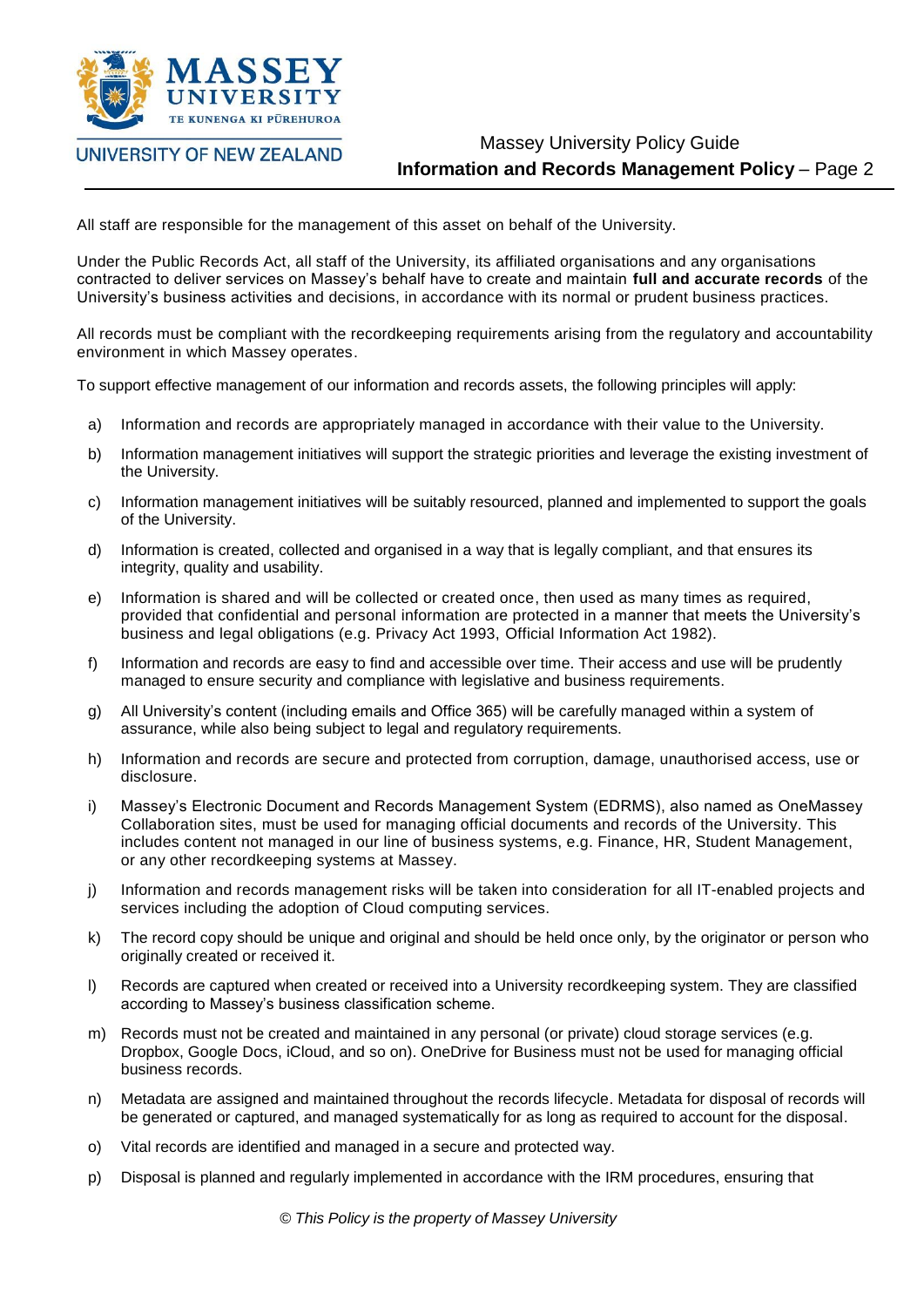All staff are responsible for the management of this asset on behalf of the University.

Under the Public Records Act, all staff of the University, its affiliated organisations and any organisations contracted to deliver services on Massey's behalf have to create and maintain **full and accurate records** of the University's business activities and decisions, in accordance with its normal or prudent business practices.

All records must be compliant with the recordkeeping requirements arising from the regulatory and accountability environment in which Massey operates.

To support effective management of our information and records assets, the following principles will apply:

a) Information and records are appropriately managed in accordance with their value to the University.

b) Information management initiatives will support the strategic priorities and leverage the existing investment of the University.

c) Information management initiatives will be suitably resourced, planned and implemented to support the goals of the University.

d) Information is created, collected and organised in a way that is legally compliant, and that ensures its integrity, quality and usability.

e) Information is shared and will be collected or created once, then used as many times as required, provided that confidential and personal information are protected in a manner that meets the University's business and legal obligations (e.g. Privacy Act 1993, Official Information Act 1982).

f) Information and records are easy to find and accessible over time. Their access and use will be prudently managed to ensure security and compliance with legislative and business requirements.

g) All University's content (including emails and Office 365) will be carefully managed within a system of assurance, while also being subject to legal and regulatory requirements.

h) Information and records are secure and protected from corruption, damage, unauthorised access, use or disclosure.

i) Massey's Electronic Document and Records Management System (EDRMS), also named as OneMassey Collaboration sites, must be used for managing official documents and records of the University. This includes content not managed in our line of business systems, e.g. Finance, HR, Student Management, or any other recordkeeping systems at Massey.

j) Information and records management risks will be taken into consideration for all IT-enabled projects and services including the adoption of Cloud computing services.

k) The record copy should be unique and original and should be held once only, by the originator or person who originally created or received it.

l) Records are captured when created or received into a University recordkeeping system. They are classified according to Massey's business classification scheme.

m) Records must not be created and maintained in any personal (or private) cloud storage services (e.g. Dropbox, Google Docs, iCloud, and so on). OneDrive for Business must not be used for managing official business records.

n) Metadata are assigned and maintained throughout the records lifecycle. Metadata for disposal of records will be generated or captured, and managed systematically for as long as required to account for the disposal.

o) Vital records are identified and managed in a secure and protected way.

p) Disposal is planned and regularly implemented in accordance with the IRM procedures, ensuring that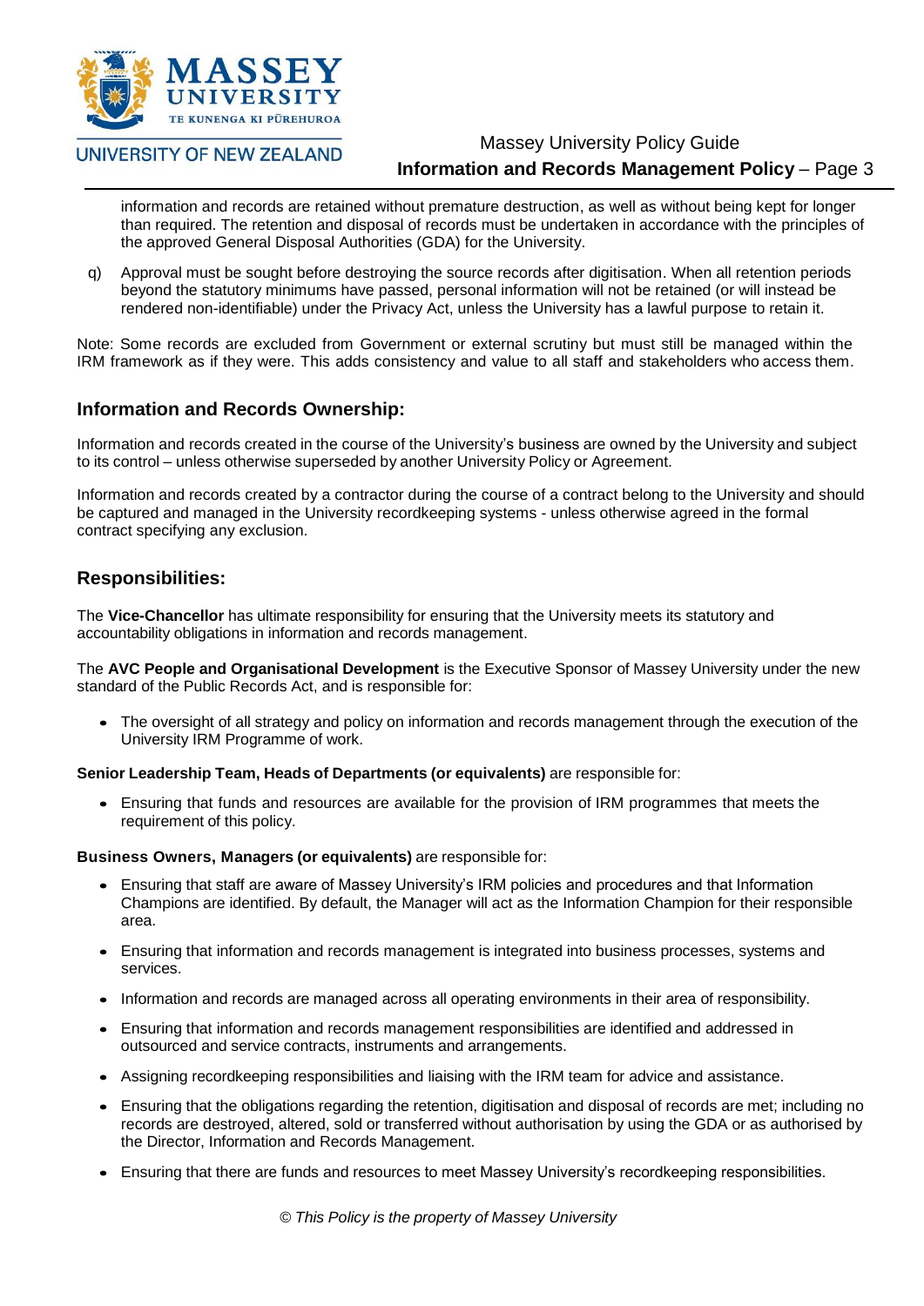information and records are retained without premature destruction, as well as without being kept for longer than required. The retention and disposal of records must be undertaken in accordance with the principles of the approved General Disposal Authorities (GDA) for the University.

q) Approval must be sought before destroying the source records after digitisation. When all retention periods beyond the statutory minimums have passed, personal information will not be retained (or will instead be rendered non-identifiable) under the Privacy Act, unless the University has a lawful purpose to retain it.

Note: Some records are excluded from Government or external scrutiny but must still be managed within the IRM framework as if they were. This adds consistency and value to all staff and stakeholders who access them.

## Information and Records Ownership:

Information and records created in the course of the University's business are owned by the University and subject to its control – unless otherwise superseded by another University Policy or Agreement.

Information and records created by a contractor during the course of a contract belong to the University and should be captured and managed in the University recordkeeping systems - unless otherwise agreed in the formal contract specifying any exclusion.

## Responsibilities:

The **Vice-Chancellor** has ultimate responsibility for ensuring that the University meets its statutory and accountability obligations in information and records management.

The **AVC People and Organisational Development** is the Executive Sponsor of Massey University under the new standard of the Public Records Act, and is responsible for:

- The oversight of all strategy and policy on information and records management through the execution of the University IRM Programme of work.

**Senior Leadership Team, Heads of Departments (or equivalents)** are responsible for:

- Ensuring that funds and resources are available for the provision of IRM programmes that meets the requirement of this policy.

**Business Owners, Managers (or equivalents)** are responsible for:

- Ensuring that staff are aware of Massey University's IRM policies and procedures and that Information Champions are identified. By default, the Manager will act as the Information Champion for their responsible area.
- Ensuring that information and records management is integrated into business processes, systems and services.
- Information and records are managed across all operating environments in their area of responsibility.
- Ensuring that information and records management responsibilities are identified and addressed in outsourced and service contracts, instruments and arrangements.
- Assigning recordkeeping responsibilities and liaising with the IRM team for advice and assistance.
- Ensuring that the obligations regarding the retention, digitisation and disposal of records are met; including no records are destroyed, altered, sold or transferred without authorisation by using the GDA or as authorised by the Director, Information and Records Management.
- Ensuring that there are funds and resources to meet Massey University's recordkeeping responsibilities.

*© This Policy is the property of Massey University*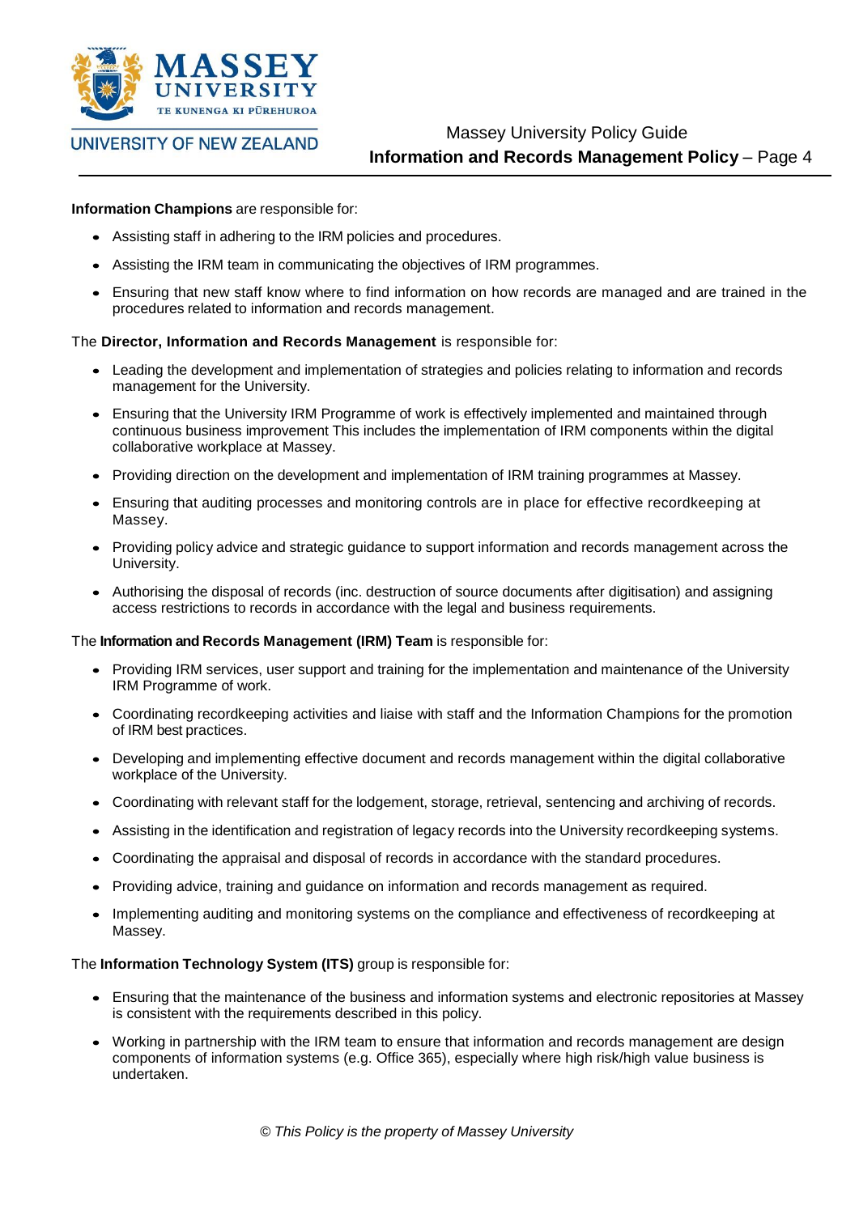**Information Champions** are responsible for:

- Assisting staff in adhering to the IRM policies and procedures.
- Assisting the IRM team in communicating the objectives of IRM programmes.
- Ensuring that new staff know where to find information on how records are managed and are trained in the procedures related to information and records management.

The **Director, Information and Records Management** is responsible for:

- Leading the development and implementation of strategies and policies relating to information and records management for the University.
- Ensuring that the University IRM Programme of work is effectively implemented and maintained through continuous business improvement This includes the implementation of IRM components within the digital collaborative workplace at Massey.
- Providing direction on the development and implementation of IRM training programmes at Massey.
- Ensuring that auditing processes and monitoring controls are in place for effective recordkeeping at Massey.
- Providing policy advice and strategic guidance to support information and records management across the University.
- Authorising the disposal of records (inc. destruction of source documents after digitisation) and assigning access restrictions to records in accordance with the legal and business requirements.

The **Information and Records Management (IRM) Team** is responsible for:

- Providing IRM services, user support and training for the implementation and maintenance of the University IRM Programme of work.
- Coordinating recordkeeping activities and liaise with staff and the Information Champions for the promotion of IRM best practices.
- Developing and implementing effective document and records management within the digital collaborative workplace of the University.
- Coordinating with relevant staff for the lodgement, storage, retrieval, sentencing and archiving of records.
- Assisting in the identification and registration of legacy records into the University recordkeeping systems.
- Coordinating the appraisal and disposal of records in accordance with the standard procedures.
- Providing advice, training and guidance on information and records management as required.
- Implementing auditing and monitoring systems on the compliance and effectiveness of recordkeeping at Massey.

The **Information Technology System (ITS)** group is responsible for:

- Ensuring that the maintenance of the business and information systems and electronic repositories at Massey is consistent with the requirements described in this policy.
- Working in partnership with the IRM team to ensure that information and records management are design components of information systems (e.g. Office 365), especially where high risk/high value business is undertaken.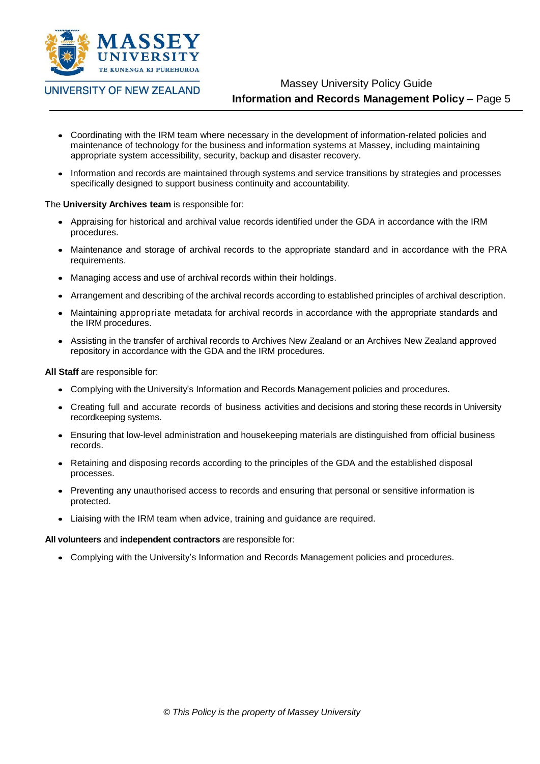- Coordinating with the IRM team where necessary in the development of information-related policies and maintenance of technology for the business and information systems at Massey, including maintaining appropriate system accessibility, security, backup and disaster recovery.
- Information and records are maintained through systems and service transitions by strategies and processes specifically designed to support business continuity and accountability.

The **University Archives team** is responsible for:

- Appraising for historical and archival value records identified under the GDA in accordance with the IRM procedures.
- Maintenance and storage of archival records to the appropriate standard and in accordance with the PRA requirements.
- Managing access and use of archival records within their holdings.
- Arrangement and describing of the archival records according to established principles of archival description.
- Maintaining appropriate metadata for archival records in accordance with the appropriate standards and the IRM procedures.
- Assisting in the transfer of archival records to Archives New Zealand or an Archives New Zealand approved repository in accordance with the GDA and the IRM procedures.

**All Staff** are responsible for:

- Complying with the University's Information and Records Management policies and procedures.
- Creating full and accurate records of business activities and decisions and storing these records in University recordkeeping systems.
- Ensuring that low-level administration and housekeeping materials are distinguished from official business records.
- Retaining and disposing records according to the principles of the GDA and the established disposal processes.
- Preventing any unauthorised access to records and ensuring that personal or sensitive information is protected.
- Liaising with the IRM team when advice, training and guidance are required.

**All volunteers** and **independent contractors** are responsible for:

- Complying with the University's Information and Records Management policies and procedures.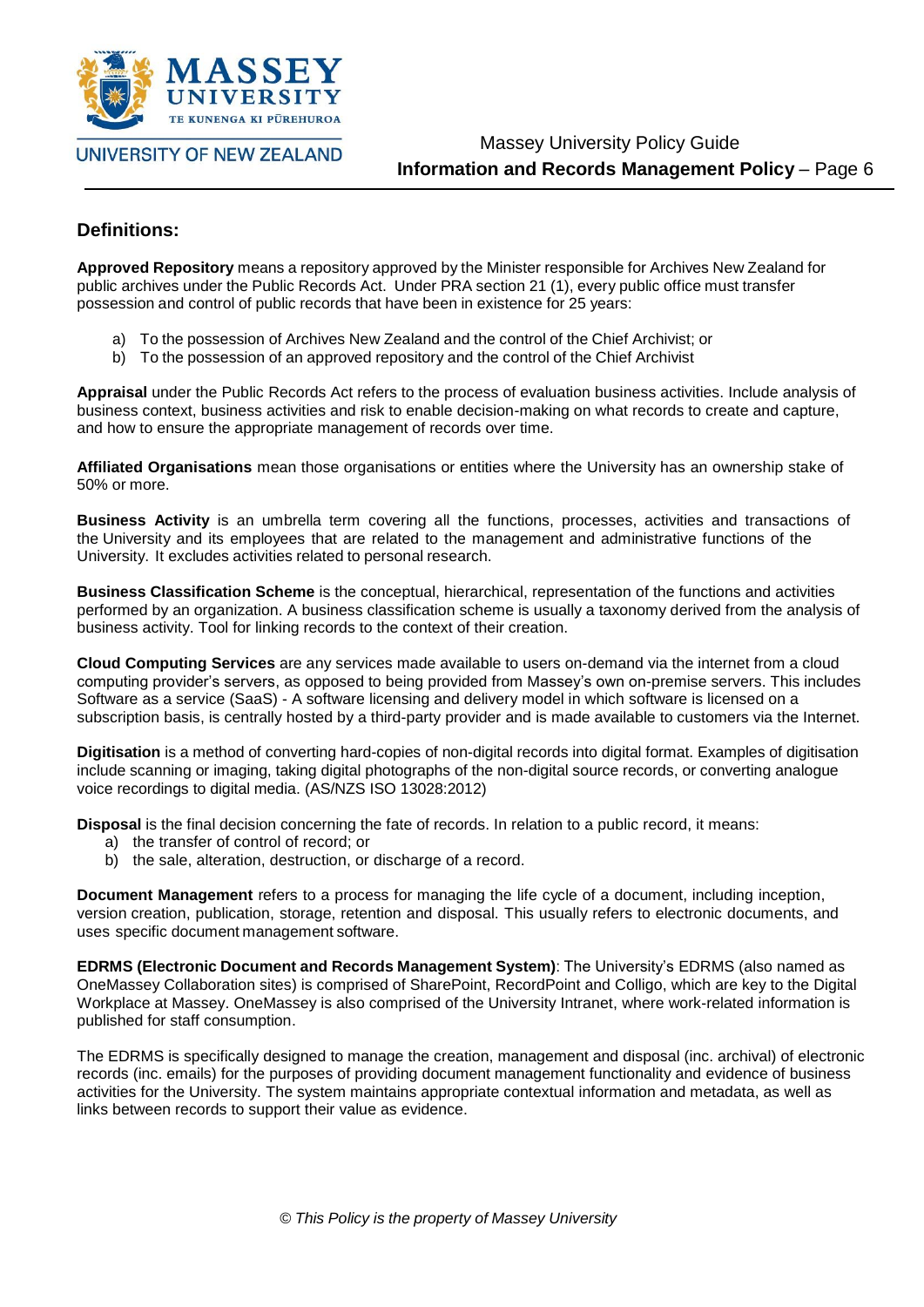## Definitions:

**Approved Repository** means a repository approved by the Minister responsible for Archives New Zealand for public archives under the Public Records Act. Under PRA section 21 (1), every public office must transfer possession and control of public records that have been in existence for 25 years:

a) To the possession of Archives New Zealand and the control of the Chief Archivist; or
b) To the possession of an approved repository and the control of the Chief Archivist

**Appraisal** under the Public Records Act refers to the process of evaluation business activities. Include analysis of business context, business activities and risk to enable decision-making on what records to create and capture, and how to ensure the appropriate management of records over time.

**Affiliated Organisations** mean those organisations or entities where the University has an ownership stake of 50% or more.

**Business Activity** is an umbrella term covering all the functions, processes, activities and transactions of the University and its employees that are related to the management and administrative functions of the University. It excludes activities related to personal research.

**Business Classification Scheme** is the conceptual, hierarchical, representation of the functions and activities performed by an organization. A business classification scheme is usually a taxonomy derived from the analysis of business activity. Tool for linking records to the context of their creation.

**Cloud Computing Services** are any services made available to users on-demand via the internet from a cloud computing provider's servers, as opposed to being provided from Massey's own on-premise servers. This includes Software as a service (SaaS) - A software licensing and delivery model in which software is licensed on a subscription basis, is centrally hosted by a third-party provider and is made available to customers via the Internet.

**Digitisation** is a method of converting hard-copies of non-digital records into digital format. Examples of digitisation include scanning or imaging, taking digital photographs of the non-digital source records, or converting analogue voice recordings to digital media. (AS/NZS ISO 13028:2012)

**Disposal** is the final decision concerning the fate of records. In relation to a public record, it means:

a) the transfer of control of record; or
b) the sale, alteration, destruction, or discharge of a record.

**Document Management** refers to a process for managing the life cycle of a document, including inception, version creation, publication, storage, retention and disposal. This usually refers to electronic documents, and uses specific document management software.

**EDRMS (Electronic Document and Records Management System)**: The University's EDRMS (also named as OneMassey Collaboration sites) is comprised of SharePoint, RecordPoint and Colligo, which are key to the Digital Workplace at Massey. OneMassey is also comprised of the University Intranet, where work-related information is published for staff consumption.

The EDRMS is specifically designed to manage the creation, management and disposal (inc. archival) of electronic records (inc. emails) for the purposes of providing document management functionality and evidence of business activities for the University. The system maintains appropriate contextual information and metadata, as well as links between records to support their value as evidence.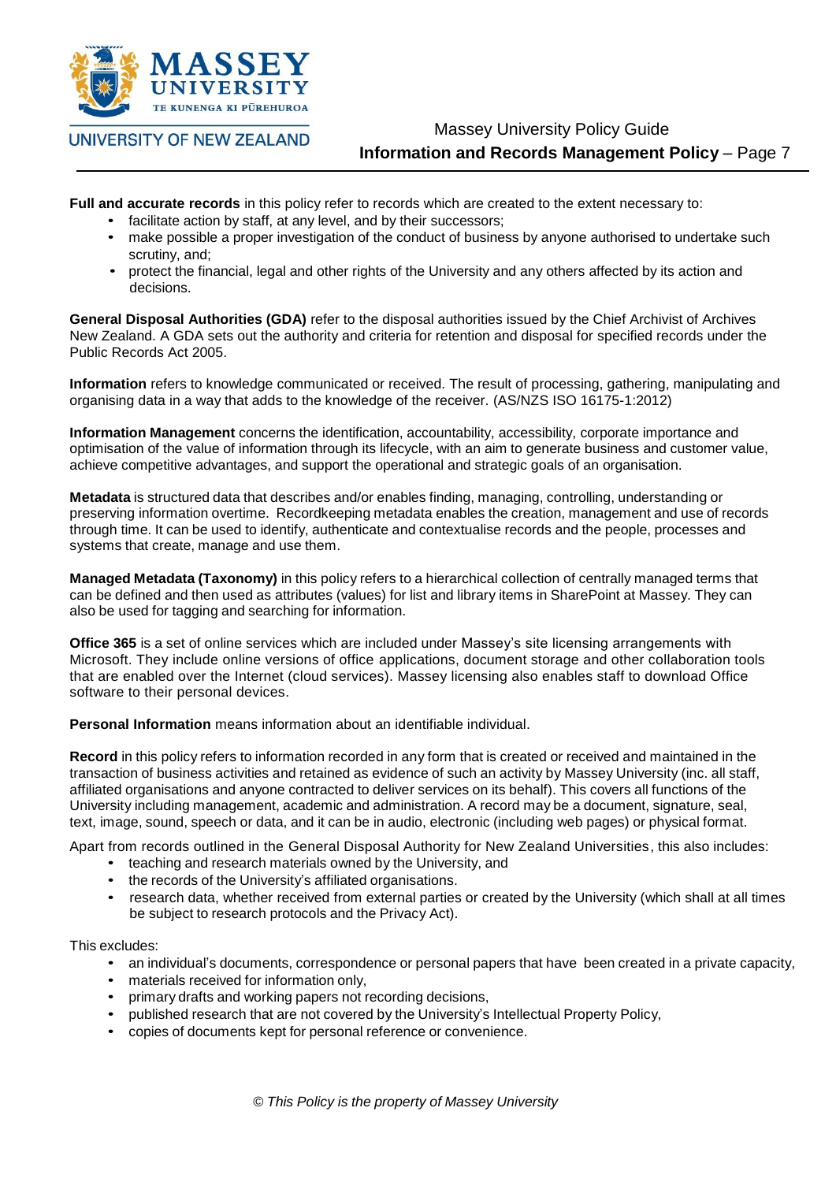**Full and accurate records** in this policy refer to records which are created to the extent necessary to:

- facilitate action by staff, at any level, and by their successors;
- make possible a proper investigation of the conduct of business by anyone authorised to undertake such scrutiny, and;
- protect the financial, legal and other rights of the University and any others affected by its action and decisions.

**General Disposal Authorities (GDA)** refer to the disposal authorities issued by the Chief Archivist of Archives New Zealand. A GDA sets out the authority and criteria for retention and disposal for specified records under the Public Records Act 2005.

**Information** refers to knowledge communicated or received. The result of processing, gathering, manipulating and organising data in a way that adds to the knowledge of the receiver. (AS/NZS ISO 16175-1:2012)

**Information Management** concerns the identification, accountability, accessibility, corporate importance and optimisation of the value of information through its lifecycle, with an aim to generate business and customer value, achieve competitive advantages, and support the operational and strategic goals of an organisation.

**Metadata** is structured data that describes and/or enables finding, managing, controlling, understanding or preserving information overtime. Recordkeeping metadata enables the creation, management and use of records through time. It can be used to identify, authenticate and contextualise records and the people, processes and systems that create, manage and use them.

**Managed Metadata (Taxonomy)** in this policy refers to a hierarchical collection of centrally managed terms that can be defined and then used as attributes (values) for list and library items in SharePoint at Massey. They can also be used for tagging and searching for information.

**Office 365** is a set of online services which are included under Massey's site licensing arrangements with Microsoft. They include online versions of office applications, document storage and other collaboration tools that are enabled over the Internet (cloud services). Massey licensing also enables staff to download Office software to their personal devices.

**Personal Information** means information about an identifiable individual.

**Record** in this policy refers to information recorded in any form that is created or received and maintained in the transaction of business activities and retained as evidence of such an activity by Massey University (inc. all staff, affiliated organisations and anyone contracted to deliver services on its behalf). This covers all functions of the University including management, academic and administration. A record may be a document, signature, seal, text, image, sound, speech or data, and it can be in audio, electronic (including web pages) or physical format.

Apart from records outlined in the General Disposal Authority for New Zealand Universities, this also includes:

- teaching and research materials owned by the University, and
- the records of the University's affiliated organisations.
- research data, whether received from external parties or created by the University (which shall at all times be subject to research protocols and the Privacy Act).

This excludes:

- an individual's documents, correspondence or personal papers that have been created in a private capacity,
- materials received for information only,
- primary drafts and working papers not recording decisions,
- published research that are not covered by the University's Intellectual Property Policy,
- copies of documents kept for personal reference or convenience.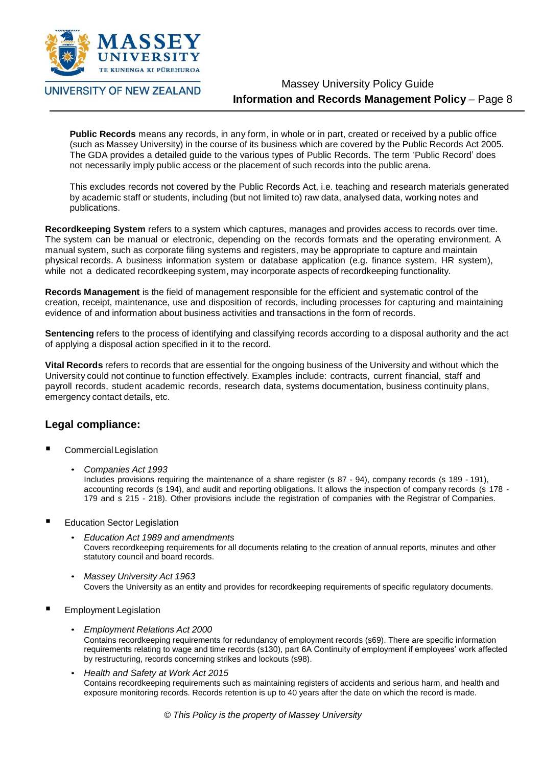**Public Records** means any records, in any form, in whole or in part, created or received by a public office (such as Massey University) in the course of its business which are covered by the Public Records Act 2005. The GDA provides a detailed guide to the various types of Public Records. The term 'Public Record' does not necessarily imply public access or the placement of such records into the public arena.

This excludes records not covered by the Public Records Act, i.e. teaching and research materials generated by academic staff or students, including (but not limited to) raw data, analysed data, working notes and publications.

**Recordkeeping System** refers to a system which captures, manages and provides access to records over time. The system can be manual or electronic, depending on the records formats and the operating environment. A manual system, such as corporate filing systems and registers, may be appropriate to capture and maintain physical records. A business information system or database application (e.g. finance system, HR system), while not a dedicated recordkeeping system, may incorporate aspects of recordkeeping functionality.

**Records Management** is the field of management responsible for the efficient and systematic control of the creation, receipt, maintenance, use and disposition of records, including processes for capturing and maintaining evidence of and information about business activities and transactions in the form of records.

**Sentencing** refers to the process of identifying and classifying records according to a disposal authority and the act of applying a disposal action specified in it to the record.

**Vital Records** refers to records that are essential for the ongoing business of the University and without which the University could not continue to function effectively. Examples include: contracts, current financial, staff and payroll records, student academic records, research data, systems documentation, business continuity plans, emergency contact details, etc.

## Legal compliance:

- Commercial Legislation
  - *Companies Act 1993*
    Includes provisions requiring the maintenance of a share register (s 87 - 94), company records (s 189 - 191), accounting records (s 194), and audit and reporting obligations. It allows the inspection of company records (s 178 - 179 and s 215 - 218). Other provisions include the registration of companies with the Registrar of Companies.

- Education Sector Legislation
  - *Education Act 1989 and amendments*
    Covers recordkeeping requirements for all documents relating to the creation of annual reports, minutes and other statutory council and board records.
  - *Massey University Act 1963*
    Covers the University as an entity and provides for recordkeeping requirements of specific regulatory documents.

- Employment Legislation
  - *Employment Relations Act 2000*
    Contains recordkeeping requirements for redundancy of employment records (s69). There are specific information requirements relating to wage and time records (s130), part 6A Continuity of employment if employees' work affected by restructuring, records concerning strikes and lockouts (s98).
  - *Health and Safety at Work Act 2015*
    Contains recordkeeping requirements such as maintaining registers of accidents and serious harm, and health and exposure monitoring records. Records retention is up to 40 years after the date on which the record is made.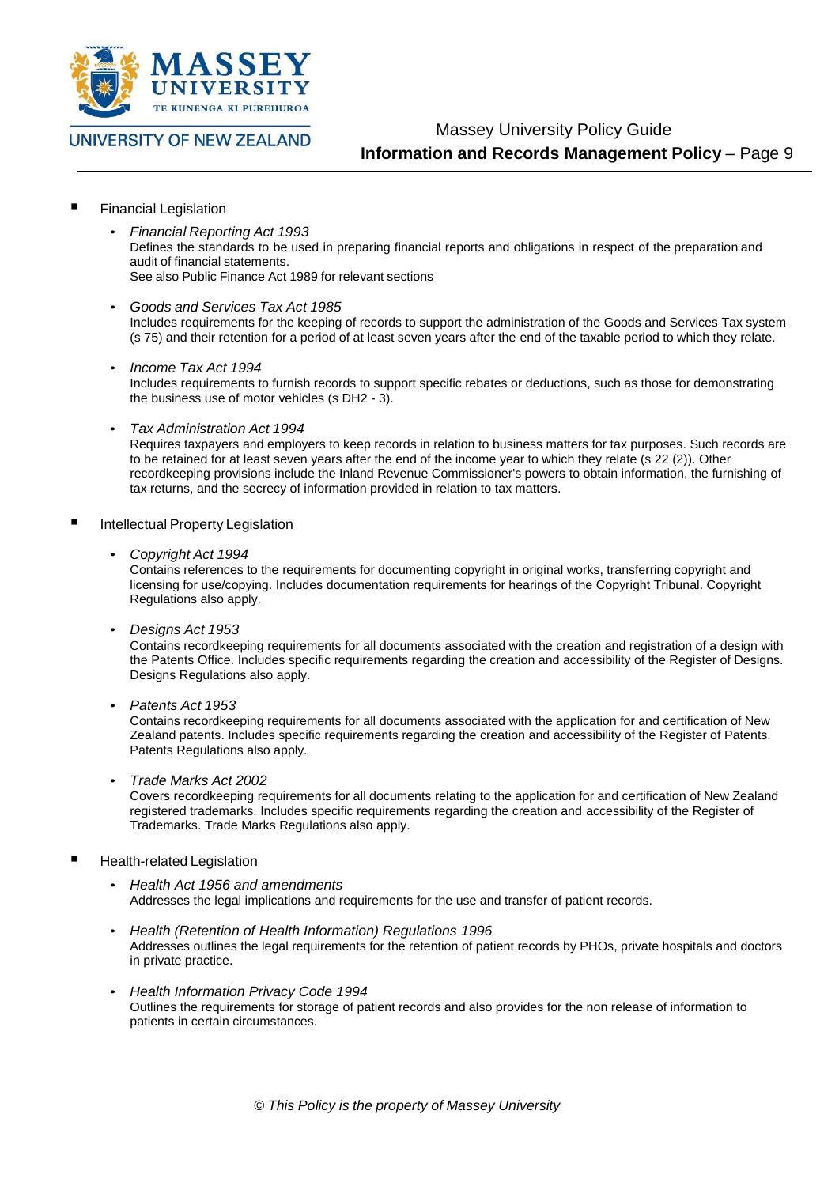- Financial Legislation

  - *Financial Reporting Act 1993*
    Defines the standards to be used in preparing financial reports and obligations in respect of the preparation and audit of financial statements.
    See also Public Finance Act 1989 for relevant sections

  - *Goods and Services Tax Act 1985*
    Includes requirements for the keeping of records to support the administration of the Goods and Services Tax system (s 75) and their retention for a period of at least seven years after the end of the taxable period to which they relate.

  - *Income Tax Act 1994*
    Includes requirements to furnish records to support specific rebates or deductions, such as those for demonstrating the business use of motor vehicles (s DH2 - 3).

  - *Tax Administration Act 1994*
    Requires taxpayers and employers to keep records in relation to business matters for tax purposes. Such records are to be retained for at least seven years after the end of the income year to which they relate (s 22 (2)). Other recordkeeping provisions include the Inland Revenue Commissioner's powers to obtain information, the furnishing of tax returns, and the secrecy of information provided in relation to tax matters.

- Intellectual Property Legislation

  - *Copyright Act 1994*
    Contains references to the requirements for documenting copyright in original works, transferring copyright and licensing for use/copying. Includes documentation requirements for hearings of the Copyright Tribunal. Copyright Regulations also apply.

  - *Designs Act 1953*
    Contains recordkeeping requirements for all documents associated with the creation and registration of a design with the Patents Office. Includes specific requirements regarding the creation and accessibility of the Register of Designs. Designs Regulations also apply.

  - *Patents Act 1953*
    Contains recordkeeping requirements for all documents associated with the application for and certification of New Zealand patents. Includes specific requirements regarding the creation and accessibility of the Register of Patents. Patents Regulations also apply.

  - *Trade Marks Act 2002*
    Covers recordkeeping requirements for all documents relating to the application for and certification of New Zealand registered trademarks. Includes specific requirements regarding the creation and accessibility of the Register of Trademarks. Trade Marks Regulations also apply.

- Health-related Legislation

  - *Health Act 1956 and amendments*
    Addresses the legal implications and requirements for the use and transfer of patient records.

  - *Health (Retention of Health Information) Regulations 1996*
    Addresses outlines the legal requirements for the retention of patient records by PHOs, private hospitals and doctors in private practice.

  - *Health Information Privacy Code 1994*
    Outlines the requirements for storage of patient records and also provides for the non release of information to patients in certain circumstances.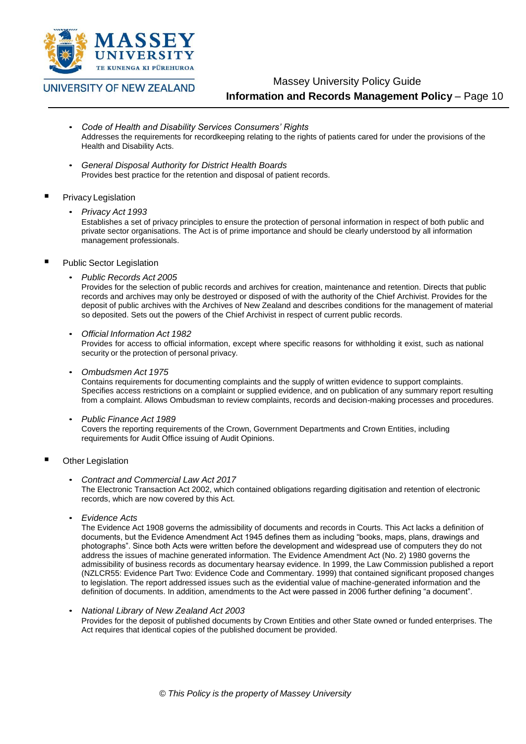- *Code of Health and Disability Services Consumers' Rights*
  Addresses the requirements for recordkeeping relating to the rights of patients cared for under the provisions of the Health and Disability Acts.

- *General Disposal Authority for District Health Boards*
  Provides best practice for the retention and disposal of patient records.

▪ Privacy Legislation

  - *Privacy Act 1993*
    Establishes a set of privacy principles to ensure the protection of personal information in respect of both public and private sector organisations. The Act is of prime importance and should be clearly understood by all information management professionals.

▪ Public Sector Legislation

  - *Public Records Act 2005*
    Provides for the selection of public records and archives for creation, maintenance and retention. Directs that public records and archives may only be destroyed or disposed of with the authority of the Chief Archivist. Provides for the deposit of public archives with the Archives of New Zealand and describes conditions for the management of material so deposited. Sets out the powers of the Chief Archivist in respect of current public records.

  - *Official Information Act 1982*
    Provides for access to official information, except where specific reasons for withholding it exist, such as national security or the protection of personal privacy.

  - *Ombudsmen Act 1975*
    Contains requirements for documenting complaints and the supply of written evidence to support complaints. Specifies access restrictions on a complaint or supplied evidence, and on publication of any summary report resulting from a complaint. Allows Ombudsman to review complaints, records and decision-making processes and procedures.

  - *Public Finance Act 1989*
    Covers the reporting requirements of the Crown, Government Departments and Crown Entities, including requirements for Audit Office issuing of Audit Opinions.

▪ Other Legislation

  - *Contract and Commercial Law Act 2017*
    The Electronic Transaction Act 2002, which contained obligations regarding digitisation and retention of electronic records, which are now covered by this Act.

  - *Evidence Acts*
    The Evidence Act 1908 governs the admissibility of documents and records in Courts. This Act lacks a definition of documents, but the Evidence Amendment Act 1945 defines them as including "books, maps, plans, drawings and photographs". Since both Acts were written before the development and widespread use of computers they do not address the issues of machine generated information. The Evidence Amendment Act (No. 2) 1980 governs the admissibility of business records as documentary hearsay evidence. In 1999, the Law Commission published a report (NZLCR55: Evidence Part Two: Evidence Code and Commentary. 1999) that contained significant proposed changes to legislation. The report addressed issues such as the evidential value of machine-generated information and the definition of documents. In addition, amendments to the Act were passed in 2006 further defining "a document".

  - *National Library of New Zealand Act 2003*
    Provides for the deposit of published documents by Crown Entities and other State owned or funded enterprises. The Act requires that identical copies of the published document be provided.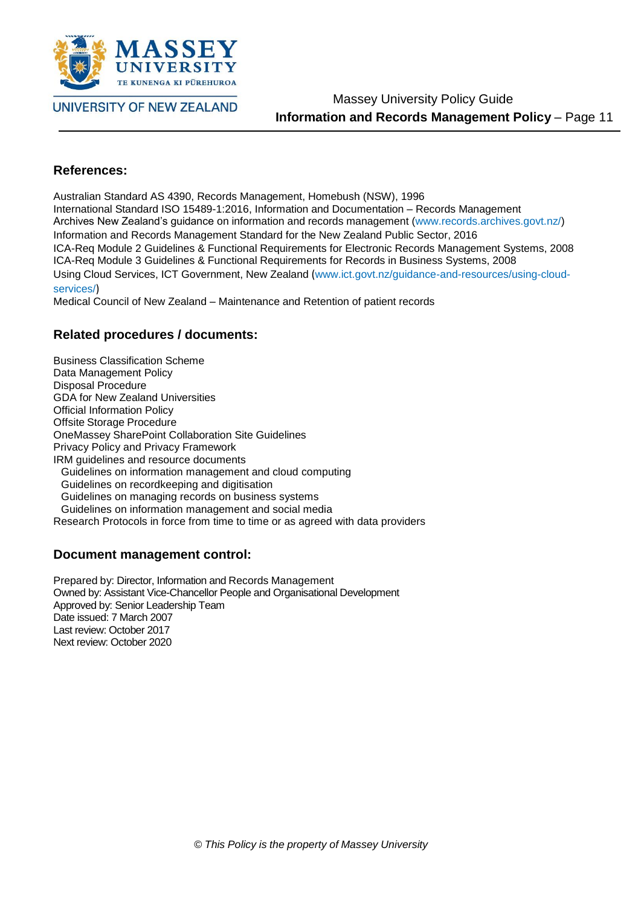## References:

Australian Standard AS 4390, Records Management, Homebush (NSW), 1996
International Standard ISO 15489-1:2016, Information and Documentation – Records Management
Archives New Zealand's guidance on information and records management (www.records.archives.govt.nz/)
Information and Records Management Standard for the New Zealand Public Sector, 2016
ICA-Req Module 2 Guidelines & Functional Requirements for Electronic Records Management Systems, 2008
ICA-Req Module 3 Guidelines & Functional Requirements for Records in Business Systems, 2008
Using Cloud Services, ICT Government, New Zealand (www.ict.govt.nz/guidance-and-resources/using-cloud-services/)
Medical Council of New Zealand – Maintenance and Retention of patient records

## Related procedures / documents:

Business Classification Scheme
Data Management Policy
Disposal Procedure
GDA for New Zealand Universities
Official Information Policy
Offsite Storage Procedure
OneMassey SharePoint Collaboration Site Guidelines
Privacy Policy and Privacy Framework
IRM guidelines and resource documents
- Guidelines on information management and cloud computing
- Guidelines on recordkeeping and digitisation
- Guidelines on managing records on business systems
- Guidelines on information management and social media

Research Protocols in force from time to time or as agreed with data providers

## Document management control:

Prepared by: Director, Information and Records Management
Owned by: Assistant Vice-Chancellor People and Organisational Development
Approved by: Senior Leadership Team
Date issued: 7 March 2007
Last review: October 2017
Next review: October 2020

*© This Policy is the property of Massey University*